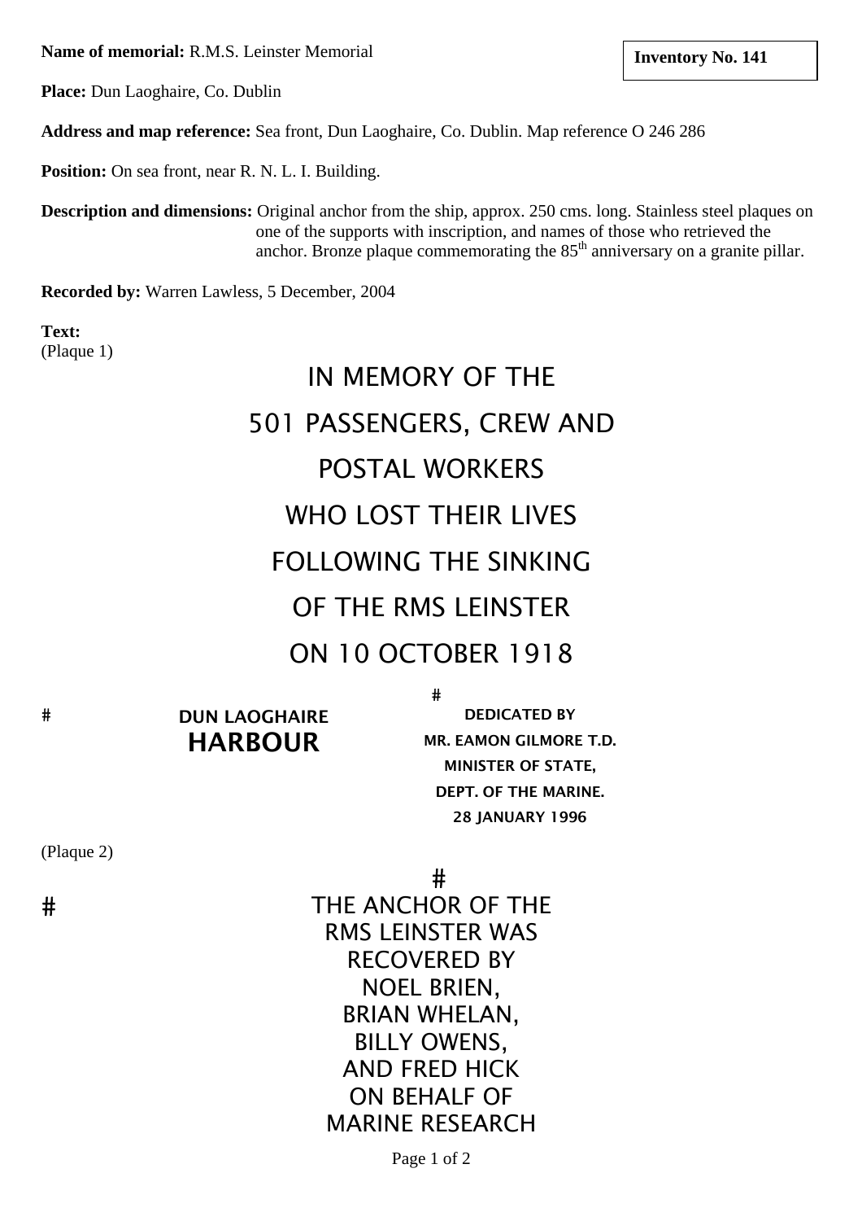**Name of memorial:** R.M.S. Leinster Memorial

**Inventory No. 141**

**Place:** Dun Laoghaire, Co. Dublin

**Address and map reference:** Sea front, Dun Laoghaire, Co. Dublin. Map reference O 246 286

**Position:** On sea front, near R. N. L. I. Building.

**Description and dimensions:** Original anchor from the ship, approx. 250 cms. long. Stainless steel plaques on one of the supports with inscription, and names of those who retrieved the anchor. Bronze plaque commemorating the 85th anniversary on a granite pillar.

**Recorded by:** Warren Lawless, 5 December, 2004

**Text:**
(Plaque 1)

IN MEMORY OF THE
501 PASSENGERS, CREW AND
POSTAL WORKERS
WHO LOST THEIR LIVES
FOLLOWING THE SINKING
OF THE RMS LEINSTER
ON 10 OCTOBER 1918

# DUN LAOGHAIRE HARBOUR

# DEDICATED BY
MR. EAMON GILMORE T.D.
MINISTER OF STATE,
DEPT. OF THE MARINE.
28 JANUARY 1996

(Plaque 2)

#

# THE ANCHOR OF THE
RMS LEINSTER WAS
RECOVERED BY
NOEL BRIEN,
BRIAN WHELAN,
BILLY OWENS,
AND FRED HICK
ON BEHALF OF
MARINE RESEARCH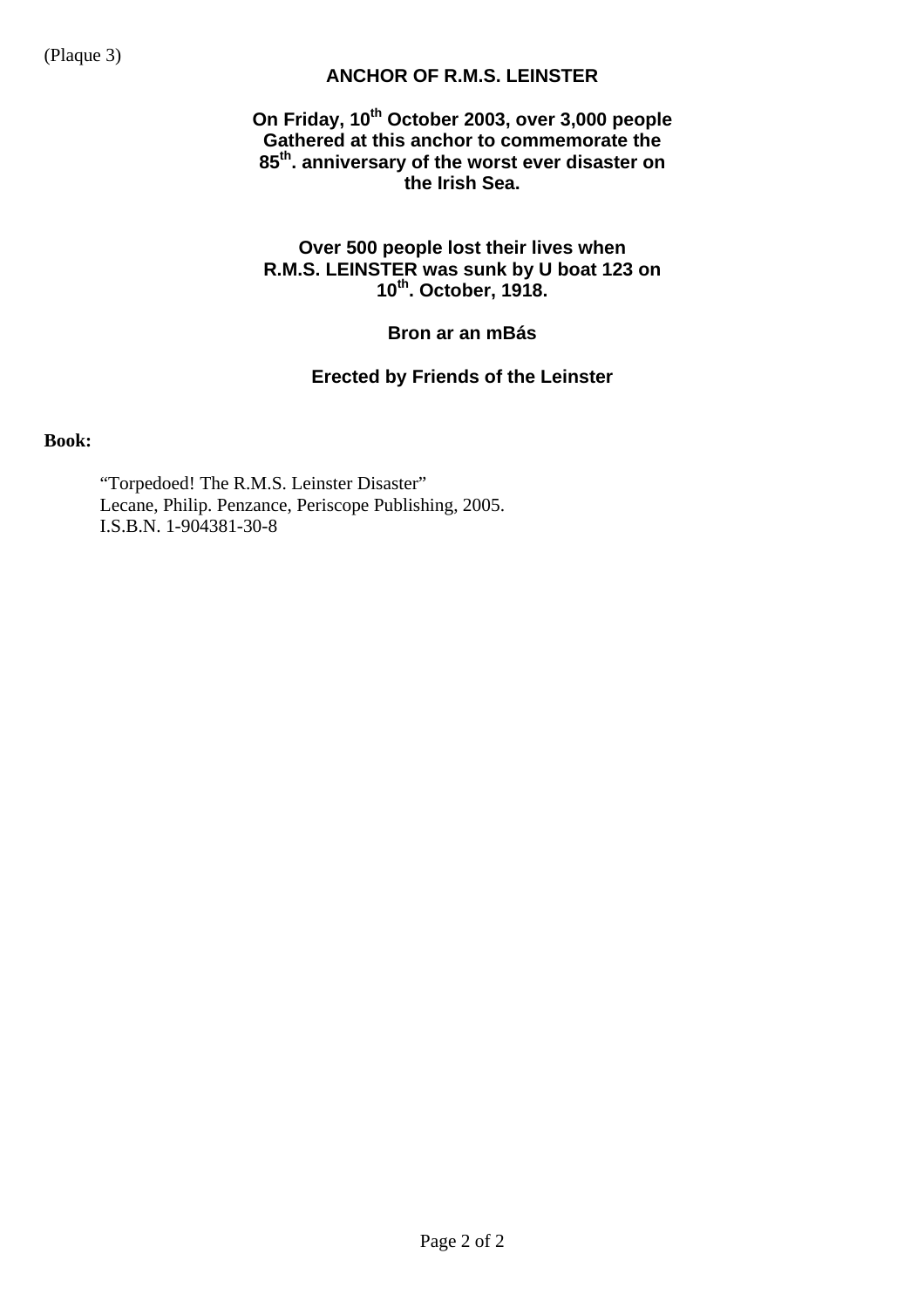(Plaque 3)

**ANCHOR OF R.M.S. LEINSTER**

**On Friday, 10th October 2003, over 3,000 people Gathered at this anchor to commemorate the 85th. anniversary of the worst ever disaster on the Irish Sea.**

**Over 500 people lost their lives when R.M.S. LEINSTER was sunk by U boat 123 on 10th. October, 1918.**

**Bron ar an mBás**

**Erected by Friends of the Leinster**

**Book:**

“Torpedoed! The R.M.S. Leinster Disaster”
Lecane, Philip. Penzance, Periscope Publishing, 2005.
I.S.B.N. 1-904381-30-8